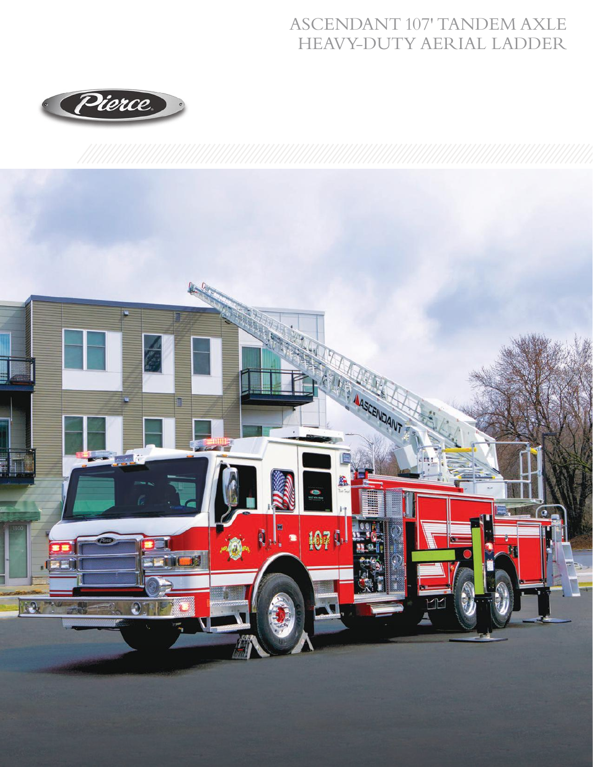# ASCENDANT 107' TANDEM AXLE HEAVY-DUTY AERIAL LADDER

Pierce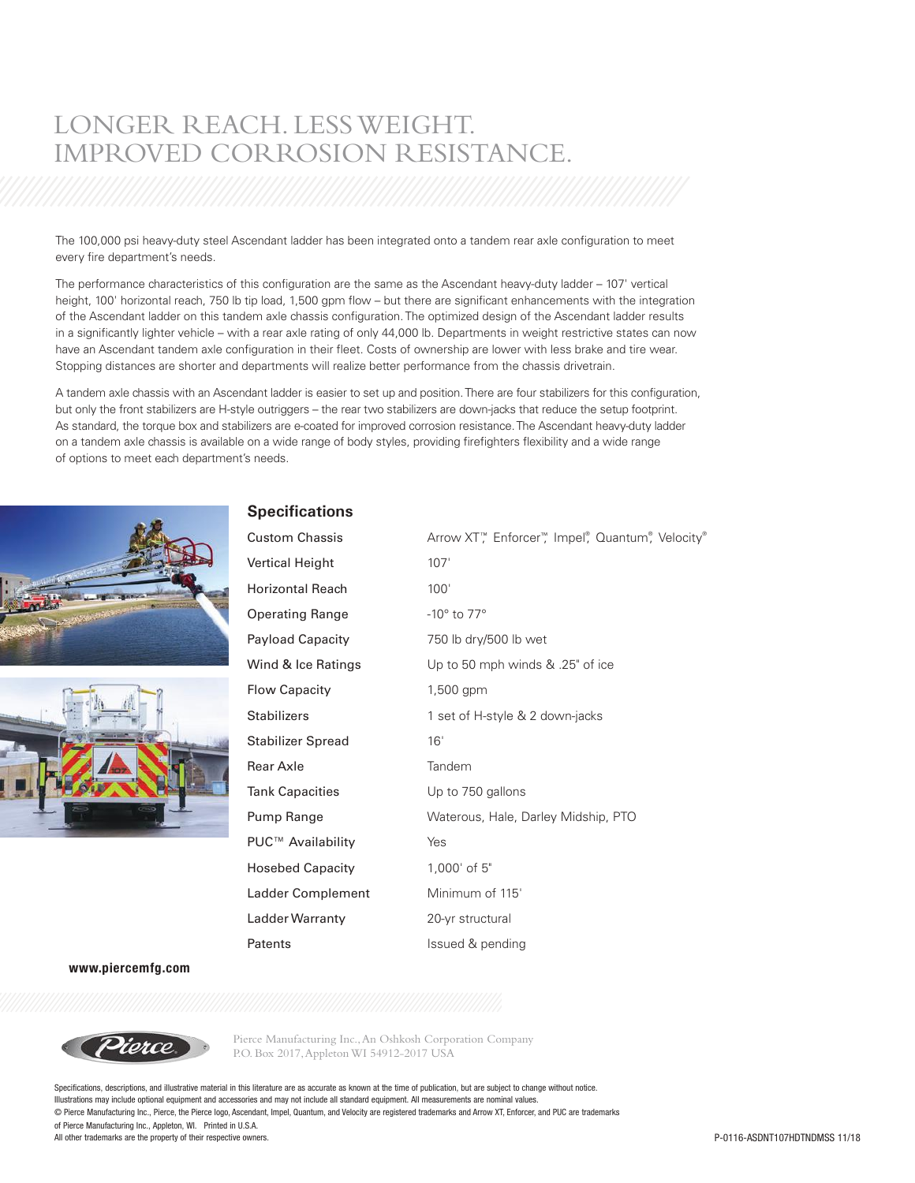# LONGER REACH. LESS WEIGHT. IMPROVED CORROSION RESISTANCE.

The 100,000 psi heavy-duty steel Ascendant ladder has been integrated onto a tandem rear axle configuration to meet every fire department's needs.

The performance characteristics of this configuration are the same as the Ascendant heavy-duty ladder – 107' vertical height, 100' horizontal reach, 750 lb tip load, 1,500 gpm flow – but there are significant enhancements with the integration of the Ascendant ladder on this tandem axle chassis configuration. The optimized design of the Ascendant ladder results in a significantly lighter vehicle – with a rear axle rating of only 44,000 lb. Departments in weight restrictive states can now have an Ascendant tandem axle configuration in their fleet. Costs of ownership are lower with less brake and tire wear. Stopping distances are shorter and departments will realize better performance from the chassis drivetrain.

A tandem axle chassis with an Ascendant ladder is easier to set up and position. There are four stabilizers for this configuration, but only the front stabilizers are H-style outriggers – the rear two stabilizers are down-jacks that reduce the setup footprint. As standard, the torque box and stabilizers are e-coated for improved corrosion resistance. The Ascendant heavy-duty ladder on a tandem axle chassis is available on a wide range of body styles, providing firefighters flexibility and a wide range of options to meet each department's needs.

## Specifications

| | |
|---|---|
| Custom Chassis | Arrow XT™, Enforcer™, Impel®, Quantum®, Velocity® |
| Vertical Height | 107' |
| Horizontal Reach | 100' |
| Operating Range | -10° to 77° |
| Payload Capacity | 750 lb dry/500 lb wet |
| Wind & Ice Ratings | Up to 50 mph winds & .25" of ice |
| Flow Capacity | 1,500 gpm |
| Stabilizers | 1 set of H-style & 2 down-jacks |
| Stabilizer Spread | 16' |
| Rear Axle | Tandem |
| Tank Capacities | Up to 750 gallons |
| Pump Range | Waterous, Hale, Darley Midship, PTO |
| PUC™ Availability | Yes |
| Hosebed Capacity | 1,000' of 5" |
| Ladder Complement | Minimum of 115' |
| Ladder Warranty | 20-yr structural |
| Patents | Issued & pending |

**www.piercemfg.com**

Pierce Manufacturing Inc., An Oshkosh Corporation Company
P.O. Box 2017, Appleton WI 54912-2017 USA

Specifications, descriptions, and illustrative material in this literature are as accurate as known at the time of publication, but are subject to change without notice. Illustrations may include optional equipment and accessories and may not include all standard equipment. All measurements are nominal values.
© Pierce Manufacturing Inc., Pierce, the Pierce logo, Ascendant, Impel, Quantum, and Velocity are registered trademarks and Arrow XT, Enforcer, and PUC are trademarks of Pierce Manufacturing Inc., Appleton, WI. Printed in U.S.A.
All other trademarks are the property of their respective owners.

P-0116-ASDNT107HDTNDMSS 11/18